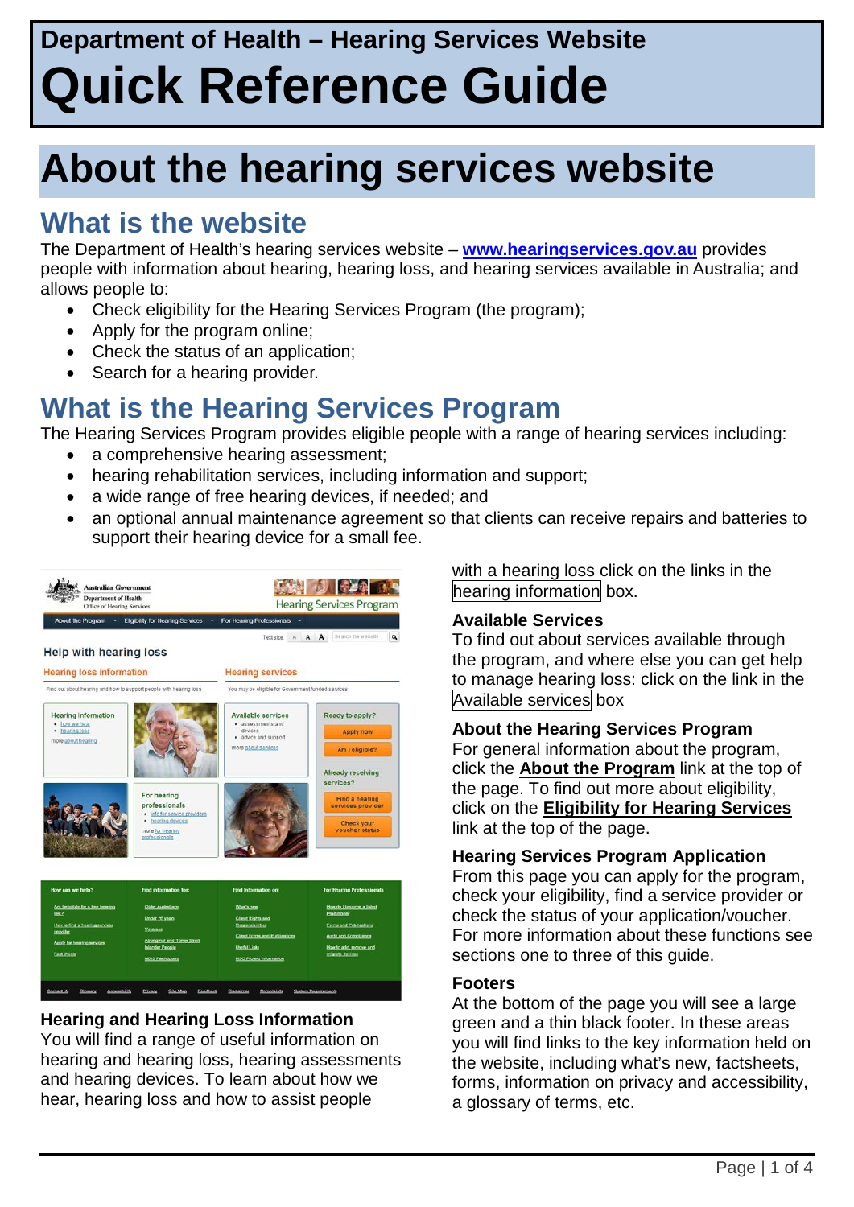# Department of Health – Hearing Services Website

# Quick Reference Guide

# About the hearing services website

## What is the website

The Department of Health's hearing services website – **www.hearingservices.gov.au** provides people with information about hearing, hearing loss, and hearing services available in Australia; and allows people to:

- Check eligibility for the Hearing Services Program (the program);
- Apply for the program online;
- Check the status of an application;
- Search for a hearing provider.

## What is the Hearing Services Program

The Hearing Services Program provides eligible people with a range of hearing services including:

- a comprehensive hearing assessment;
- hearing rehabilitation services, including information and support;
- a wide range of free hearing devices, if needed; and
- an optional annual maintenance agreement so that clients can receive repairs and batteries to support their hearing device for a small fee.

### Hearing and Hearing Loss Information

You will find a range of useful information on hearing and hearing loss, hearing assessments and hearing devices. To learn about how we hear, hearing loss and how to assist people with a hearing loss click on the links in the hearing information box.

### Available Services

To find out about services available through the program, and where else you can get help to manage hearing loss: click on the link in the Available services box

### About the Hearing Services Program

For general information about the program, click the **About the Program** link at the top of the page. To find out more about eligibility, click on the **Eligibility for Hearing Services** link at the top of the page.

### Hearing Services Program Application

From this page you can apply for the program, check your eligibility, find a service provider or check the status of your application/voucher. For more information about these functions see sections one to three of this guide.

### Footers

At the bottom of the page you will see a large green and a thin black footer. In these areas you will find links to the key information held on the website, including what's new, factsheets, forms, information on privacy and accessibility, a glossary of terms, etc.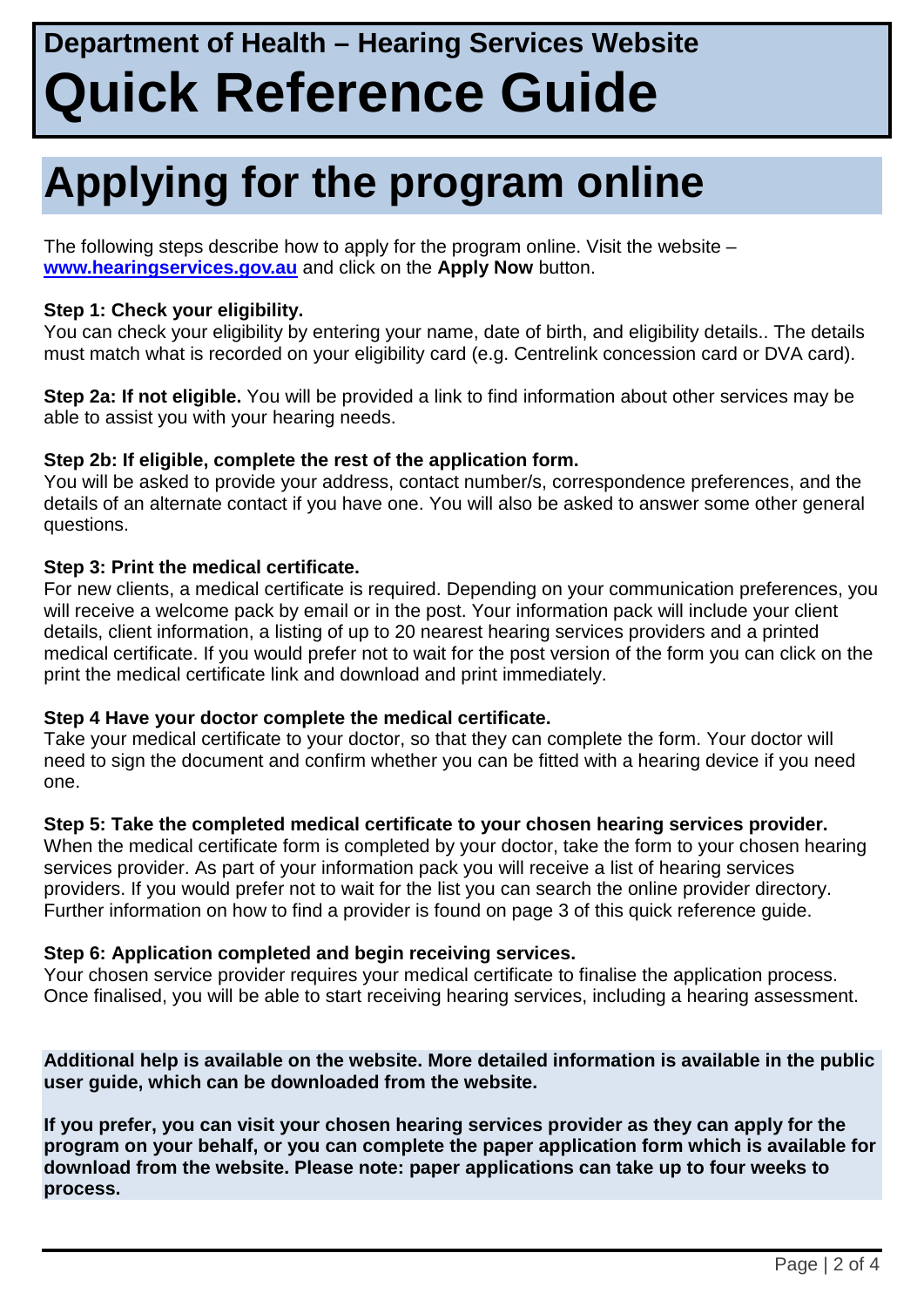# Department of Health – Hearing Services Website

# Quick Reference Guide

## Applying for the program online

The following steps describe how to apply for the program online. Visit the website – **www.hearingservices.gov.au** and click on the **Apply Now** button.

**Step 1: Check your eligibility.**
You can check your eligibility by entering your name, date of birth, and eligibility details.. The details must match what is recorded on your eligibility card (e.g. Centrelink concession card or DVA card).

**Step 2a: If not eligible.** You will be provided a link to find information about other services may be able to assist you with your hearing needs.

**Step 2b: If eligible, complete the rest of the application form.**
You will be asked to provide your address, contact number/s, correspondence preferences, and the details of an alternate contact if you have one. You will also be asked to answer some other general questions.

**Step 3: Print the medical certificate.**
For new clients, a medical certificate is required. Depending on your communication preferences, you will receive a welcome pack by email or in the post. Your information pack will include your client details, client information, a listing of up to 20 nearest hearing services providers and a printed medical certificate. If you would prefer not to wait for the post version of the form you can click on the print the medical certificate link and download and print immediately.

**Step 4 Have your doctor complete the medical certificate.**
Take your medical certificate to your doctor, so that they can complete the form. Your doctor will need to sign the document and confirm whether you can be fitted with a hearing device if you need one.

**Step 5: Take the completed medical certificate to your chosen hearing services provider.**
When the medical certificate form is completed by your doctor, take the form to your chosen hearing services provider. As part of your information pack you will receive a list of hearing services providers. If you would prefer not to wait for the list you can search the online provider directory. Further information on how to find a provider is found on page 3 of this quick reference guide.

**Step 6: Application completed and begin receiving services.**
Your chosen service provider requires your medical certificate to finalise the application process. Once finalised, you will be able to start receiving hearing services, including a hearing assessment.

**Additional help is available on the website. More detailed information is available in the public user guide, which can be downloaded from the website.**

**If you prefer, you can visit your chosen hearing services provider as they can apply for the program on your behalf, or you can complete the paper application form which is available for download from the website. Please note: paper applications can take up to four weeks to process.**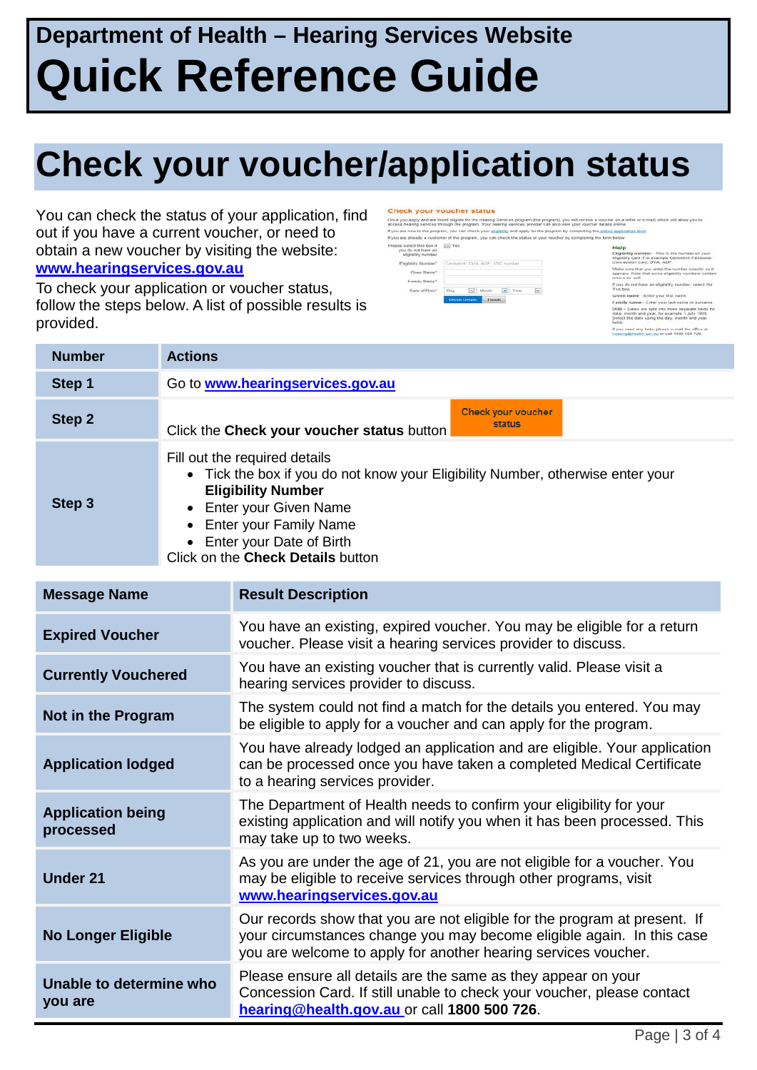# Department of Health – Hearing Services Website

# Quick Reference Guide

## Check your voucher/application status

You can check the status of your application, find out if you have a current voucher, or need to obtain a new voucher by visiting the website: **www.hearingservices.gov.au**

To check your application or voucher status, follow the steps below. A list of possible results is provided.

| Number | Actions |
| --- | --- |
| **Step 1** | Go to **www.hearingservices.gov.au** |
| **Step 2** | Click the **Check your voucher status** button |
| **Step 3** | Fill out the required details<br>• Tick the box if you do not know your Eligibility Number, otherwise enter your **Eligibility Number**<br>• Enter your Given Name<br>• Enter your Family Name<br>• Enter your Date of Birth<br>Click on the **Check Details** button |

| Message Name | Result Description |
| --- | --- |
| **Expired Voucher** | You have an existing, expired voucher. You may be eligible for a return voucher. Please visit a hearing services provider to discuss. |
| **Currently Vouchered** | You have an existing voucher that is currently valid. Please visit a hearing services provider to discuss. |
| **Not in the Program** | The system could not find a match for the details you entered. You may be eligible to apply for a voucher and can apply for the program. |
| **Application lodged** | You have already lodged an application and are eligible. Your application can be processed once you have taken a completed Medical Certificate to a hearing services provider. |
| **Application being processed** | The Department of Health needs to confirm your eligibility for your existing application and will notify you when it has been processed. This may take up to two weeks. |
| **Under 21** | As you are under the age of 21, you are not eligible for a voucher. You may be eligible to receive services through other programs, visit **www.hearingservices.gov.au** |
| **No Longer Eligible** | Our records show that you are not eligible for the program at present. If your circumstances change you may become eligible again. In this case you are welcome to apply for another hearing services voucher. |
| **Unable to determine who you are** | Please ensure all details are the same as they appear on your Concession Card. If still unable to check your voucher, please contact **hearing@health.gov.au** or call **1800 500 726**. |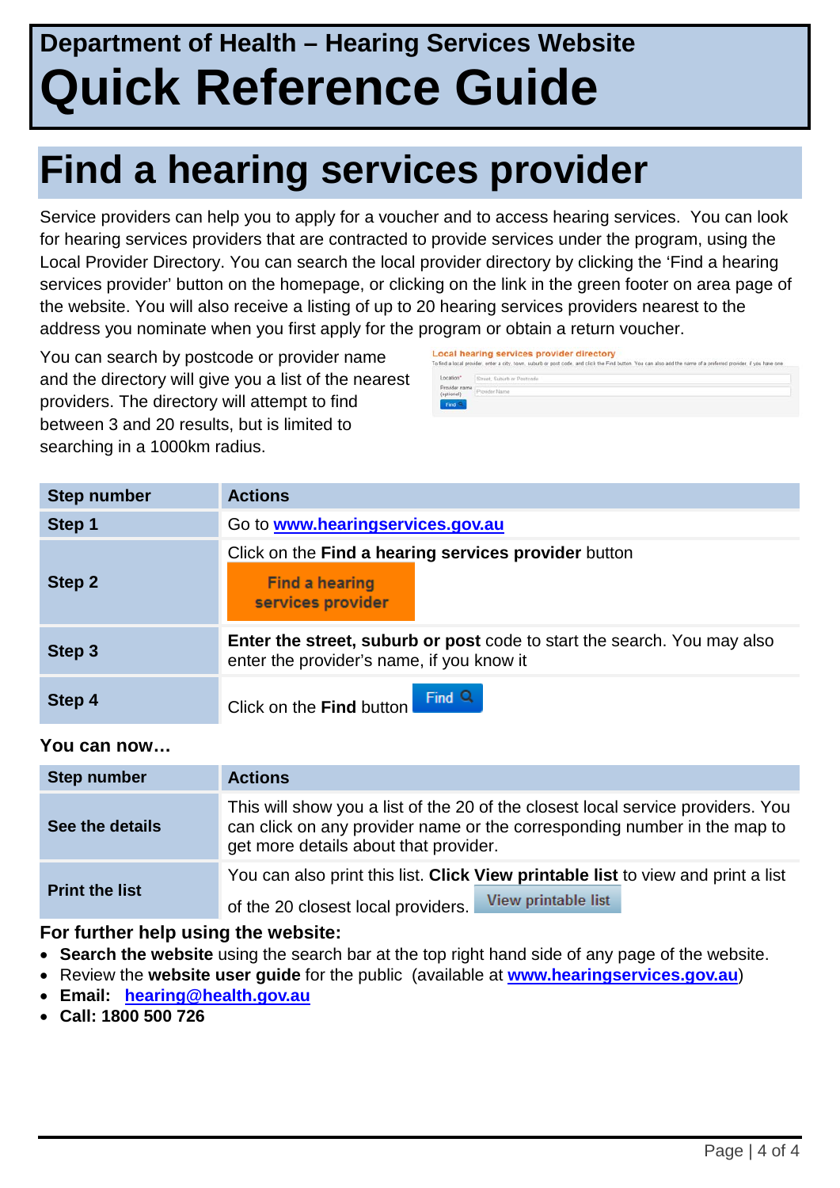Department of Health – Hearing Services Website

# Quick Reference Guide

## Find a hearing services provider

Service providers can help you to apply for a voucher and to access hearing services. You can look for hearing services providers that are contracted to provide services under the program, using the Local Provider Directory. You can search the local provider directory by clicking the 'Find a hearing services provider' button on the homepage, or clicking on the link in the green footer on area page of the website. You will also receive a listing of up to 20 hearing services providers nearest to the address you nominate when you first apply for the program or obtain a return voucher.

You can search by postcode or provider name and the directory will give you a list of the nearest providers. The directory will attempt to find between 3 and 20 results, but is limited to searching in a 1000km radius.

| Step number | Actions |
| --- | --- |
| **Step 1** | Go to **www.hearingservices.gov.au** |
| **Step 2** | Click on the **Find a hearing services provider** button Find a hearing services provider |
| **Step 3** | **Enter the street, suburb or post** code to start the search. You may also enter the provider's name, if you know it |
| **Step 4** | Click on the **Find** button Find |

**You can now…**

| Step number | Actions |
| --- | --- |
| **See the details** | This will show you a list of the 20 of the closest local service providers. You can click on any provider name or the corresponding number in the map to get more details about that provider. |
| **Print the list** | You can also print this list. **Click View printable list** to view and print a list of the 20 closest local providers. View printable list |

**For further help using the website:**

- **Search the website** using the search bar at the top right hand side of any page of the website.
- Review the **website user guide** for the public (available at **www.hearingservices.gov.au**)
- **Email: hearing@health.gov.au**
- **Call: 1800 500 726**